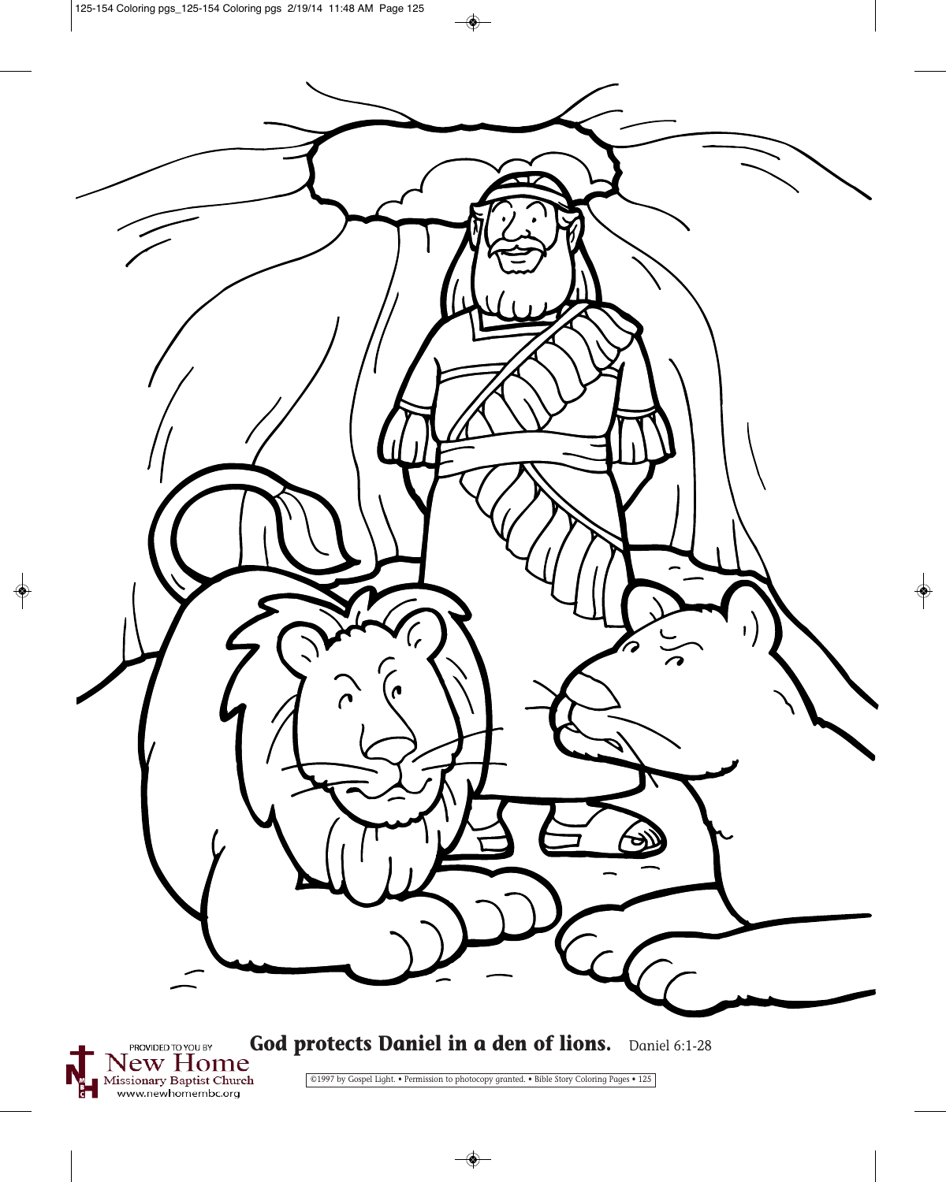PROVIDED TO YOU BY
New Home
Missionary Baptist Church
www.newhomembc.org

**God protects Daniel in a den of lions.** Daniel 6:1-28

©1997 by Gospel Light. • Permission to photocopy granted. • Bible Story Coloring Pages • 125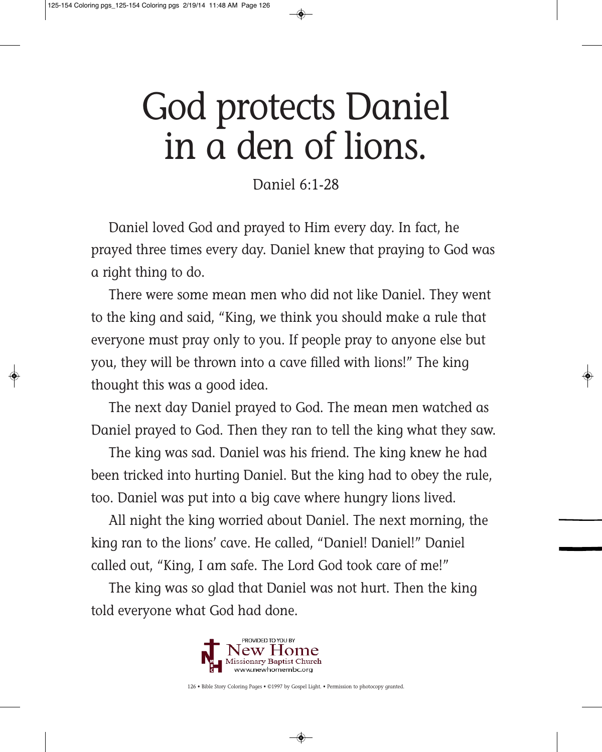# God protects Daniel in a den of lions.

Daniel 6:1-28

Daniel loved God and prayed to Him every day. In fact, he prayed three times every day. Daniel knew that praying to God was a right thing to do.

There were some mean men who did not like Daniel. They went to the king and said, "King, we think you should make a rule that everyone must pray only to you. If people pray to anyone else but you, they will be thrown into a cave filled with lions!" The king thought this was a good idea.

The next day Daniel prayed to God. The mean men watched as Daniel prayed to God. Then they ran to tell the king what they saw.

The king was sad. Daniel was his friend. The king knew he had been tricked into hurting Daniel. But the king had to obey the rule, too. Daniel was put into a big cave where hungry lions lived.

All night the king worried about Daniel. The next morning, the king ran to the lions' cave. He called, "Daniel! Daniel!" Daniel called out, "King, I am safe. The Lord God took care of me!"

The king was so glad that Daniel was not hurt. Then the king told everyone what God had done.

PROVIDED TO YOU BY
New Home
Missionary Baptist Church
www.newhomembc.org

126 • Bible Story Coloring Pages • ©1997 by Gospel Light. • Permission to photocopy granted.